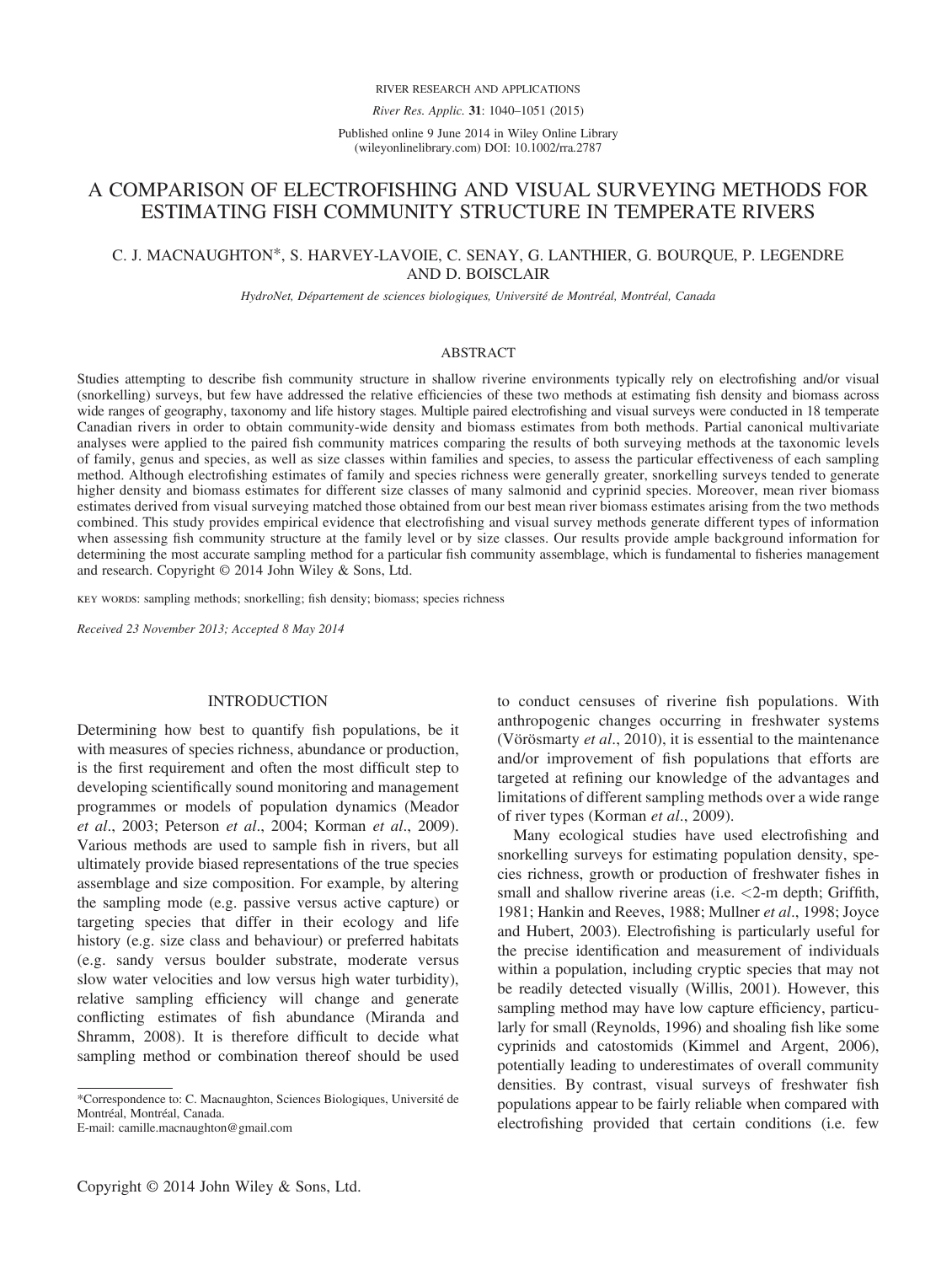# A COMPARISON OF ELECTROFISHING AND VISUAL SURVEYING METHODS FOR ESTIMATING FISH COMMUNITY STRUCTURE IN TEMPERATE RIVERS

C. J. MACNAUGHTON*, S. HARVEY-LAVOIE, C. SENAY, G. LANTHIER, G. BOURQUE, P. LEGENDRE AND D. BOISCLAIR

*HydroNet, Département de sciences biologiques, Université de Montréal, Montréal, Canada*

## ABSTRACT

Studies attempting to describe fish community structure in shallow riverine environments typically rely on electrofishing and/or visual (snorkelling) surveys, but few have addressed the relative efficiencies of these two methods at estimating fish density and biomass across wide ranges of geography, taxonomy and life history stages. Multiple paired electrofishing and visual surveys were conducted in 18 temperate Canadian rivers in order to obtain community-wide density and biomass estimates from both methods. Partial canonical multivariate analyses were applied to the paired fish community matrices comparing the results of both surveying methods at the taxonomic levels of family, genus and species, as well as size classes within families and species, to assess the particular effectiveness of each sampling method. Although electrofishing estimates of family and species richness were generally greater, snorkelling surveys tended to generate higher density and biomass estimates for different size classes of many salmonid and cyprinid species. Moreover, mean river biomass estimates derived from visual surveying matched those obtained from our best mean river biomass estimates arising from the two methods combined. This study provides empirical evidence that electrofishing and visual survey methods generate different types of information when assessing fish community structure at the family level or by size classes. Our results provide ample background information for determining the most accurate sampling method for a particular fish community assemblage, which is fundamental to fisheries management and research. Copyright © 2014 John Wiley & Sons, Ltd.

KEY WORDS: sampling methods; snorkelling; fish density; biomass; species richness

*Received 23 November 2013; Accepted 8 May 2014*

## INTRODUCTION

Determining how best to quantify fish populations, be it with measures of species richness, abundance or production, is the first requirement and often the most difficult step to developing scientifically sound monitoring and management programmes or models of population dynamics (Meador *et al*., 2003; Peterson *et al*., 2004; Korman *et al*., 2009). Various methods are used to sample fish in rivers, but all ultimately provide biased representations of the true species assemblage and size composition. For example, by altering the sampling mode (e.g. passive versus active capture) or targeting species that differ in their ecology and life history (e.g. size class and behaviour) or preferred habitats (e.g. sandy versus boulder substrate, moderate versus slow water velocities and low versus high water turbidity), relative sampling efficiency will change and generate conflicting estimates of fish abundance (Miranda and Shramm, 2008). It is therefore difficult to decide what sampling method or combination thereof should be used to conduct censuses of riverine fish populations. With anthropogenic changes occurring in freshwater systems (Vörösmarty *et al*., 2010), it is essential to the maintenance and/or improvement of fish populations that efforts are targeted at refining our knowledge of the advantages and limitations of different sampling methods over a wide range of river types (Korman *et al*., 2009).

Many ecological studies have used electrofishing and snorkelling surveys for estimating population density, species richness, growth or production of freshwater fishes in small and shallow riverine areas (i.e. <2-m depth; Griffith, 1981; Hankin and Reeves, 1988; Mullner *et al*., 1998; Joyce and Hubert, 2003). Electrofishing is particularly useful for the precise identification and measurement of individuals within a population, including cryptic species that may not be readily detected visually (Willis, 2001). However, this sampling method may have low capture efficiency, particularly for small (Reynolds, 1996) and shoaling fish like some cyprinids and catostomids (Kimmel and Argent, 2006), potentially leading to underestimates of overall community densities. By contrast, visual surveys of freshwater fish populations appear to be fairly reliable when compared with electrofishing provided that certain conditions (i.e. few

*Correspondence to: C. Macnaughton, Sciences Biologiques, Université de Montréal, Montréal, Canada.
E-mail: camille.macnaughton@gmail.com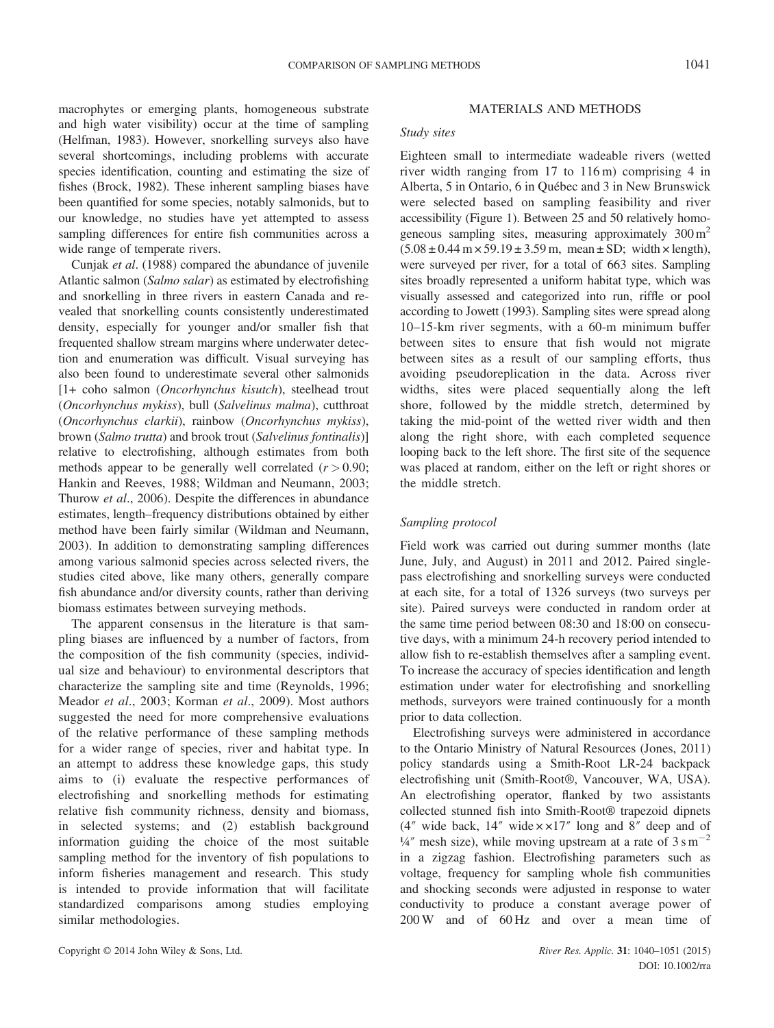macrophytes or emerging plants, homogeneous substrate and high water visibility) occur at the time of sampling (Helfman, 1983). However, snorkelling surveys also have several shortcomings, including problems with accurate species identification, counting and estimating the size of fishes (Brock, 1982). These inherent sampling biases have been quantified for some species, notably salmonids, but to our knowledge, no studies have yet attempted to assess sampling differences for entire fish communities across a wide range of temperate rivers.

Cunjak *et al*. (1988) compared the abundance of juvenile Atlantic salmon (*Salmo salar*) as estimated by electrofishing and snorkelling in three rivers in eastern Canada and revealed that snorkelling counts consistently underestimated density, especially for younger and/or smaller fish that frequented shallow stream margins where underwater detection and enumeration was difficult. Visual surveying has also been found to underestimate several other salmonids [1+ coho salmon (*Oncorhynchus kisutch*), steelhead trout (*Oncorhynchus mykiss*), bull (*Salvelinus malma*), cutthroat (*Oncorhynchus clarkii*), rainbow (*Oncorhynchus mykiss*), brown (*Salmo trutta*) and brook trout (*Salvelinus fontinalis*)] relative to electrofishing, although estimates from both methods appear to be generally well correlated ($r > 0.90$; Hankin and Reeves, 1988; Wildman and Neumann, 2003; Thurow *et al*., 2006). Despite the differences in abundance estimates, length–frequency distributions obtained by either method have been fairly similar (Wildman and Neumann, 2003). In addition to demonstrating sampling differences among various salmonid species across selected rivers, the studies cited above, like many others, generally compare fish abundance and/or diversity counts, rather than deriving biomass estimates between surveying methods.

The apparent consensus in the literature is that sampling biases are influenced by a number of factors, from the composition of the fish community (species, individual size and behaviour) to environmental descriptors that characterize the sampling site and time (Reynolds, 1996; Meador *et al*., 2003; Korman *et al*., 2009). Most authors suggested the need for more comprehensive evaluations of the relative performance of these sampling methods for a wider range of species, river and habitat type. In an attempt to address these knowledge gaps, this study aims to (i) evaluate the respective performances of electrofishing and snorkelling methods for estimating relative fish community richness, density and biomass, in selected systems; and (2) establish background information guiding the choice of the most suitable sampling method for the inventory of fish populations to inform fisheries management and research. This study is intended to provide information that will facilitate standardized comparisons among studies employing similar methodologies.

## MATERIALS AND METHODS

### *Study sites*

Eighteen small to intermediate wadeable rivers (wetted river width ranging from 17 to 116 m) comprising 4 in Alberta, 5 in Ontario, 6 in Québec and 3 in New Brunswick were selected based on sampling feasibility and river accessibility (Figure 1). Between 25 and 50 relatively homogeneous sampling sites, measuring approximately 300 m$^2$ ($5.08 \pm 0.44$ m $\times$ $59.19 \pm 3.59$ m, mean ± SD; width × length), were surveyed per river, for a total of 663 sites. Sampling sites broadly represented a uniform habitat type, which was visually assessed and categorized into run, riffle or pool according to Jowett (1993). Sampling sites were spread along 10–15-km river segments, with a 60-m minimum buffer between sites to ensure that fish would not migrate between sites as a result of our sampling efforts, thus avoiding pseudoreplication in the data. Across river widths, sites were placed sequentially along the left shore, followed by the middle stretch, determined by taking the mid-point of the wetted river width and then along the right shore, with each completed sequence looping back to the left shore. The first site of the sequence was placed at random, either on the left or right shores or the middle stretch.

### *Sampling protocol*

Field work was carried out during summer months (late June, July, and August) in 2011 and 2012. Paired single-pass electrofishing and snorkelling surveys were conducted at each site, for a total of 1326 surveys (two surveys per site). Paired surveys were conducted in random order at the same time period between 08:30 and 18:00 on consecutive days, with a minimum 24-h recovery period intended to allow fish to re-establish themselves after a sampling event. To increase the accuracy of species identification and length estimation under water for electrofishing and snorkelling methods, surveyors were trained continuously for a month prior to data collection.

Electrofishing surveys were administered in accordance to the Ontario Ministry of Natural Resources (Jones, 2011) policy standards using a Smith-Root LR-24 backpack electrofishing unit (Smith-Root®, Vancouver, WA, USA). An electrofishing operator, flanked by two assistants collected stunned fish into Smith-Root® trapezoid dipnets (4″ wide back, 14″ wide × ×17″ long and 8″ deep and of ¼″ mesh size), while moving upstream at a rate of 3 s m$^{-2}$ in a zigzag fashion. Electrofishing parameters such as voltage, frequency for sampling whole fish communities and shocking seconds were adjusted in response to water conductivity to produce a constant average power of 200 W and of 60 Hz and over a mean time of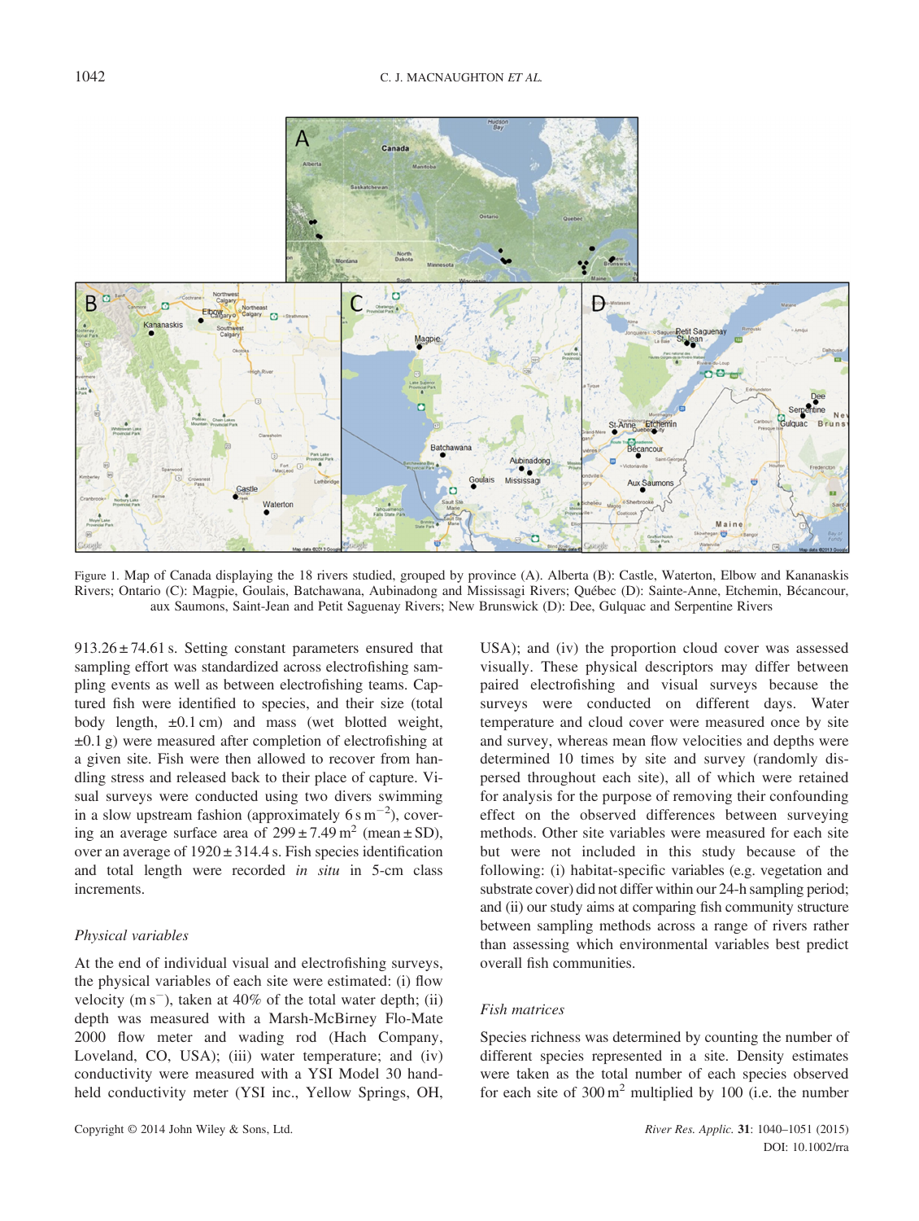Figure 1. Map of Canada displaying the 18 rivers studied, grouped by province (A). Alberta (B): Castle, Waterton, Elbow and Kananaskis Rivers; Ontario (C): Magpie, Goulais, Batchawana, Aubinadong and Mississagi Rivers; Québec (D): Sainte-Anne, Etchemin, Bécancour, aux Saumons, Saint-Jean and Petit Saguenay Rivers; New Brunswick (D): Dee, Gulquac and Serpentine Rivers

913.26 ± 74.61 s. Setting constant parameters ensured that sampling effort was standardized across electrofishing sampling events as well as between electrofishing teams. Captured fish were identified to species, and their size (total body length, ±0.1 cm) and mass (wet blotted weight, ±0.1 g) were measured after completion of electrofishing at a given site. Fish were then allowed to recover from handling stress and released back to their place of capture. Visual surveys were conducted using two divers swimming in a slow upstream fashion (approximately $6\,\text{s}\,\text{m}^{-2}$), covering an average surface area of $299 \pm 7.49\,\text{m}^2$ (mean ± SD), over an average of 1920 ± 314.4 s. Fish species identification and total length were recorded *in situ* in 5-cm class increments.

### *Physical variables*

At the end of individual visual and electrofishing surveys, the physical variables of each site were estimated: (i) flow velocity ($\text{m}\,\text{s}^{-}$), taken at 40% of the total water depth; (ii) depth was measured with a Marsh-McBirney Flo-Mate 2000 flow meter and wading rod (Hach Company, Loveland, CO, USA); (iii) water temperature; and (iv) conductivity were measured with a YSI Model 30 handheld conductivity meter (YSI inc., Yellow Springs, OH, USA); and (iv) the proportion cloud cover was assessed visually. These physical descriptors may differ between paired electrofishing and visual surveys because the surveys were conducted on different days. Water temperature and cloud cover were measured once by site and survey, whereas mean flow velocities and depths were determined 10 times by site and survey (randomly dispersed throughout each site), all of which were retained for analysis for the purpose of removing their confounding effect on the observed differences between surveying methods. Other site variables were measured for each site but were not included in this study because of the following: (i) habitat-specific variables (e.g. vegetation and substrate cover) did not differ within our 24-h sampling period; and (ii) our study aims at comparing fish community structure between sampling methods across a range of rivers rather than assessing which environmental variables best predict overall fish communities.

### *Fish matrices*

Species richness was determined by counting the number of different species represented in a site. Density estimates were taken as the total number of each species observed for each site of $300\,\text{m}^2$ multiplied by 100 (i.e. the number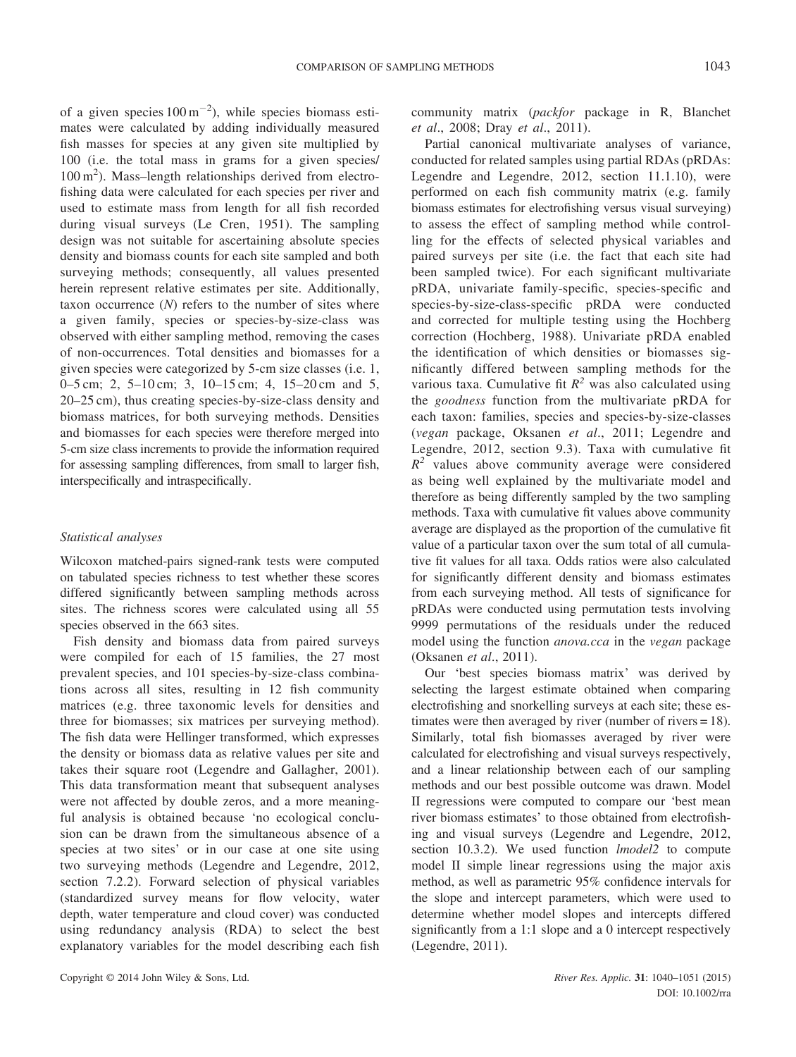of a given species $100\,m^{-2}$), while species biomass estimates were calculated by adding individually measured fish masses for species at any given site multiplied by 100 (i.e. the total mass in grams for a given species/ $100\,m^2$). Mass–length relationships derived from electrofishing data were calculated for each species per river and used to estimate mass from length for all fish recorded during visual surveys (Le Cren, 1951). The sampling design was not suitable for ascertaining absolute species density and biomass counts for each site sampled and both surveying methods; consequently, all values presented herein represent relative estimates per site. Additionally, taxon occurrence ($N$) refers to the number of sites where a given family, species or species-by-size-class was observed with either sampling method, removing the cases of non-occurrences. Total densities and biomasses for a given species were categorized by 5-cm size classes (i.e. 1, 0–5 cm; 2, 5–10 cm; 3, 10–15 cm; 4, 15–20 cm and 5, 20–25 cm), thus creating species-by-size-class density and biomass matrices, for both surveying methods. Densities and biomasses for each species were therefore merged into 5-cm size class increments to provide the information required for assessing sampling differences, from small to larger fish, interspecifically and intraspecifically.

### *Statistical analyses*

Wilcoxon matched-pairs signed-rank tests were computed on tabulated species richness to test whether these scores differed significantly between sampling methods across sites. The richness scores were calculated using all 55 species observed in the 663 sites.

Fish density and biomass data from paired surveys were compiled for each of 15 families, the 27 most prevalent species, and 101 species-by-size-class combinations across all sites, resulting in 12 fish community matrices (e.g. three taxonomic levels for densities and three for biomasses; six matrices per surveying method). The fish data were Hellinger transformed, which expresses the density or biomass data as relative values per site and takes their square root (Legendre and Gallagher, 2001). This data transformation meant that subsequent analyses were not affected by double zeros, and a more meaningful analysis is obtained because 'no ecological conclusion can be drawn from the simultaneous absence of a species at two sites' or in our case at one site using two surveying methods (Legendre and Legendre, 2012, section 7.2.2). Forward selection of physical variables (standardized survey means for flow velocity, water depth, water temperature and cloud cover) was conducted using redundancy analysis (RDA) to select the best explanatory variables for the model describing each fish community matrix (*packfor* package in R, Blanchet *et al*., 2008; Dray *et al*., 2011).

Partial canonical multivariate analyses of variance, conducted for related samples using partial RDAs (pRDAs: Legendre and Legendre, 2012, section 11.1.10), were performed on each fish community matrix (e.g. family biomass estimates for electrofishing versus visual surveying) to assess the effect of sampling method while controlling for the effects of selected physical variables and paired surveys per site (i.e. the fact that each site had been sampled twice). For each significant multivariate pRDA, univariate family-specific, species-specific and species-by-size-class-specific pRDA were conducted and corrected for multiple testing using the Hochberg correction (Hochberg, 1988). Univariate pRDA enabled the identification of which densities or biomasses significantly differed between sampling methods for the various taxa. Cumulative fit $R^2$ was also calculated using the *goodness* function from the multivariate pRDA for each taxon: families, species and species-by-size-classes (*vegan* package, Oksanen *et al*., 2011; Legendre and Legendre, 2012, section 9.3). Taxa with cumulative fit $R^2$ values above community average were considered as being well explained by the multivariate model and therefore as being differently sampled by the two sampling methods. Taxa with cumulative fit values above community average are displayed as the proportion of the cumulative fit value of a particular taxon over the sum total of all cumulative fit values for all taxa. Odds ratios were also calculated for significantly different density and biomass estimates from each surveying method. All tests of significance for pRDAs were conducted using permutation tests involving 9999 permutations of the residuals under the reduced model using the function *anova.cca* in the *vegan* package (Oksanen *et al*., 2011).

Our 'best species biomass matrix' was derived by selecting the largest estimate obtained when comparing electrofishing and snorkelling surveys at each site; these estimates were then averaged by river (number of rivers = 18). Similarly, total fish biomasses averaged by river were calculated for electrofishing and visual surveys respectively, and a linear relationship between each of our sampling methods and our best possible outcome was drawn. Model II regressions were computed to compare our 'best mean river biomass estimates' to those obtained from electrofishing and visual surveys (Legendre and Legendre, 2012, section 10.3.2). We used function *lmodel2* to compute model II simple linear regressions using the major axis method, as well as parametric 95% confidence intervals for the slope and intercept parameters, which were used to determine whether model slopes and intercepts differed significantly from a 1:1 slope and a 0 intercept respectively (Legendre, 2011).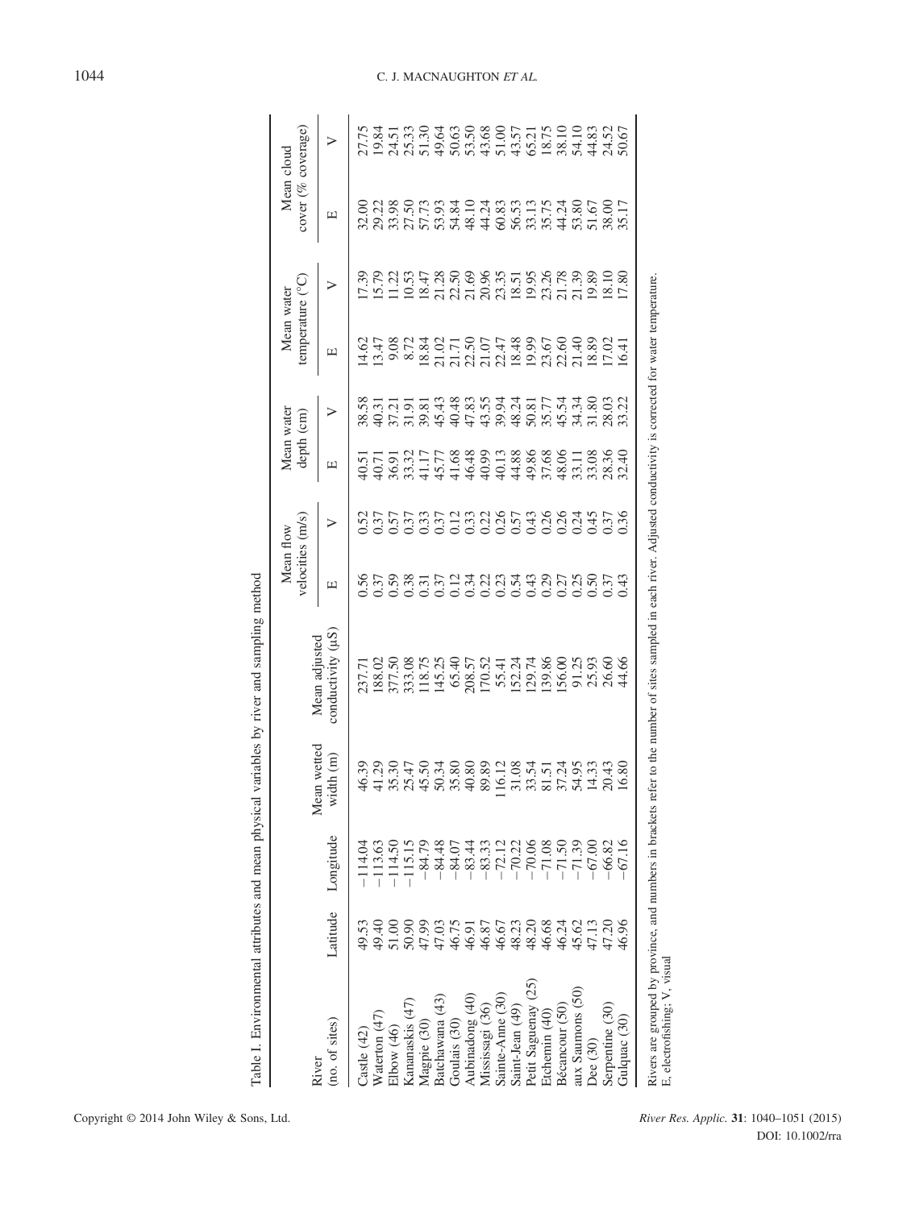Table I. Environmental attributes and mean physical variables by river and sampling method

| River (no. of sites) | Latitude | Longitude | Mean wetted width (m) | Mean adjusted conductivity (µS) | Mean flow velocities (m/s) | | Mean water depth (cm) | | Mean water temperature (°C) | | Mean cloud cover (% coverage) | |
|---|---|---|---|---|---|---|---|---|---|---|---|---|
| | | | | | E | V | E | V | E | V | E | V |
| Castle (42) | 49.53 | −114.04 | 46.39 | 237.71 | 0.56 | 0.52 | 40.51 | 38.58 | 14.62 | 17.39 | 32.00 | 27.75 |
| Waterton (47) | 49.40 | −113.63 | 41.29 | 188.02 | 0.37 | 0.37 | 40.71 | 40.31 | 13.47 | 15.79 | 29.22 | 19.84 |
| Elbow (46) | 51.00 | −114.50 | 35.30 | 377.50 | 0.59 | 0.57 | 36.91 | 37.21 | 9.08 | 11.22 | 33.98 | 24.51 |
| Kananaskis (47) | 50.90 | −115.15 | 25.47 | 333.08 | 0.38 | 0.37 | 33.32 | 31.91 | 8.72 | 10.53 | 27.50 | 25.33 |
| Magpie (30) | 47.99 | −84.79 | 45.50 | 118.75 | 0.31 | 0.33 | 41.17 | 39.81 | 18.84 | 18.47 | 57.73 | 51.30 |
| Batchawana (43) | 47.03 | −84.48 | 50.34 | 145.25 | 0.37 | 0.37 | 45.77 | 45.43 | 21.02 | 21.28 | 53.93 | 49.64 |
| Goulais (30) | 46.75 | −84.07 | 35.80 | 65.40 | 0.12 | 0.12 | 41.68 | 40.48 | 21.71 | 22.50 | 54.84 | 50.63 |
| Aubinadong (40) | 46.91 | −83.44 | 40.80 | 208.57 | 0.34 | 0.33 | 46.48 | 47.83 | 22.50 | 21.69 | 48.10 | 53.50 |
| Mississagi (36) | 46.87 | −83.33 | 89.89 | 170.52 | 0.22 | 0.22 | 40.99 | 43.55 | 21.07 | 20.96 | 44.24 | 43.68 |
| Sainte-Anne (30) | 46.67 | −72.12 | 116.12 | 55.41 | 0.23 | 0.26 | 40.13 | 39.94 | 22.47 | 23.35 | 60.83 | 51.00 |
| Saint-Jean (49) | 48.23 | −70.22 | 31.08 | 152.24 | 0.54 | 0.57 | 44.88 | 48.24 | 18.48 | 18.51 | 56.53 | 43.57 |
| Petit Saguenay (25) | 48.20 | −70.06 | 33.54 | 129.74 | 0.43 | 0.43 | 49.86 | 50.81 | 19.99 | 19.95 | 33.13 | 65.21 |
| Etchemin (40) | 46.68 | −71.08 | 81.51 | 139.86 | 0.29 | 0.26 | 37.68 | 35.77 | 23.67 | 23.26 | 35.75 | 18.75 |
| Bécancour (50) | 46.24 | −71.50 | 37.24 | 156.00 | 0.27 | 0.26 | 48.06 | 45.54 | 22.60 | 21.78 | 44.24 | 38.10 |
| aux Saumons (50) | 45.62 | −71.39 | 54.95 | 91.25 | 0.25 | 0.24 | 33.11 | 34.34 | 21.40 | 21.39 | 53.80 | 54.10 |
| Dee (30) | 47.13 | −67.00 | 14.33 | 25.93 | 0.50 | 0.45 | 33.08 | 31.80 | 18.89 | 19.89 | 51.67 | 44.83 |
| Serpentine (30) | 47.20 | −66.82 | 20.43 | 26.60 | 0.37 | 0.37 | 28.36 | 28.03 | 17.02 | 18.10 | 38.00 | 24.52 |
| Gulquac (30) | 46.96 | −67.16 | 16.80 | 44.66 | 0.43 | 0.36 | 32.40 | 33.22 | 16.41 | 17.80 | 35.17 | 50.67 |

Rivers are grouped by province, and numbers in brackets refer to the number of sites sampled in each river. Adjusted conductivity is corrected for water temperature.
E, electrofishing; V, visual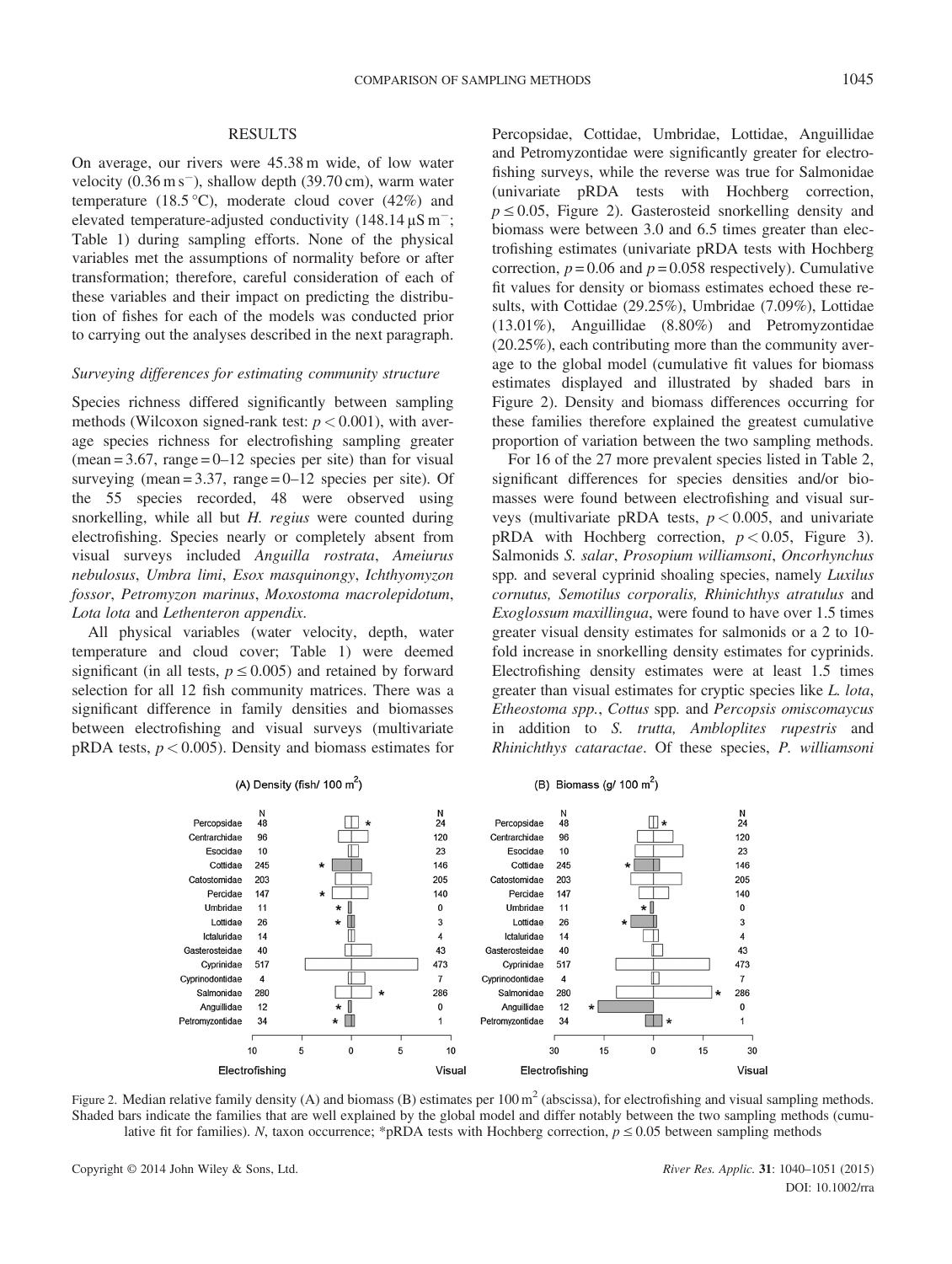## RESULTS

On average, our rivers were 45.38 m wide, of low water velocity (0.36 m s$^{-}$), shallow depth (39.70 cm), warm water temperature (18.5 °C), moderate cloud cover (42%) and elevated temperature-adjusted conductivity (148.14 μS m$^{-}$; Table 1) during sampling efforts. None of the physical variables met the assumptions of normality before or after transformation; therefore, careful consideration of each of these variables and their impact on predicting the distribution of fishes for each of the models was conducted prior to carrying out the analyses described in the next paragraph.

### *Surveying differences for estimating community structure*

Species richness differed significantly between sampling methods (Wilcoxon signed-rank test: $p < 0.001$), with average species richness for electrofishing sampling greater (mean = 3.67, range = 0–12 species per site) than for visual surveying (mean = 3.37, range = 0–12 species per site). Of the 55 species recorded, 48 were observed using snorkelling, while all but *H. regius* were counted during electrofishing. Species nearly or completely absent from visual surveys included *Anguilla rostrata*, *Ameiurus nebulosus*, *Umbra limi*, *Esox masquinongy*, *Ichthyomyzon fossor*, *Petromyzon marinus*, *Moxostoma macrolepidotum*, *Lota lota* and *Lethenteron appendix*.

All physical variables (water velocity, depth, water temperature and cloud cover; Table 1) were deemed significant (in all tests, $p \leq 0.005$) and retained by forward selection for all 12 fish community matrices. There was a significant difference in family densities and biomasses between electrofishing and visual surveys (multivariate pRDA tests, $p < 0.005$). Density and biomass estimates for Percopsidae, Cottidae, Umbridae, Lottidae, Anguillidae and Petromyzontidae were significantly greater for electrofishing surveys, while the reverse was true for Salmonidae (univariate pRDA tests with Hochberg correction, $p \leq 0.05$, Figure 2). Gasterosteid snorkelling density and biomass were between 3.0 and 6.5 times greater than electrofishing estimates (univariate pRDA tests with Hochberg correction, $p = 0.06$ and $p = 0.058$ respectively). Cumulative fit values for density or biomass estimates echoed these results, with Cottidae (29.25%), Umbridae (7.09%), Lottidae (13.01%), Anguillidae (8.80%) and Petromyzontidae (20.25%), each contributing more than the community average to the global model (cumulative fit values for biomass estimates displayed and illustrated by shaded bars in Figure 2). Density and biomass differences occurring for these families therefore explained the greatest cumulative proportion of variation between the two sampling methods.

For 16 of the 27 more prevalent species listed in Table 2, significant differences for species densities and/or biomasses were found between electrofishing and visual surveys (multivariate pRDA tests, $p < 0.005$, and univariate pRDA with Hochberg correction, $p < 0.05$, Figure 3). Salmonids *S. salar*, *Prosopium williamsoni*, *Oncorhynchus* spp. and several cyprinid shoaling species, namely *Luxilus cornutus, Semotilus corporalis, Rhinichthys atratulus* and *Exoglossum maxillingua*, were found to have over 1.5 times greater visual density estimates for salmonids or a 2 to 10-fold increase in snorkelling density estimates for cyprinids. Electrofishing density estimates were at least 1.5 times greater than visual estimates for cryptic species like *L. lota*, *Etheostoma spp.*, *Cottus* spp. and *Percopsis omiscomaycus* in addition to *S. trutta, Ambloplites rupestris* and *Rhinichthys cataractae*. Of these species, *P. williamsoni*

Figure 2. Median relative family density (A) and biomass (B) estimates per 100 m$^2$ (abscissa), for electrofishing and visual sampling methods. Shaded bars indicate the families that are well explained by the global model and differ notably between the two sampling methods (cumulative fit for families). *N*, taxon occurrence; *pRDA tests with Hochberg correction, $p \leq 0.05$ between sampling methods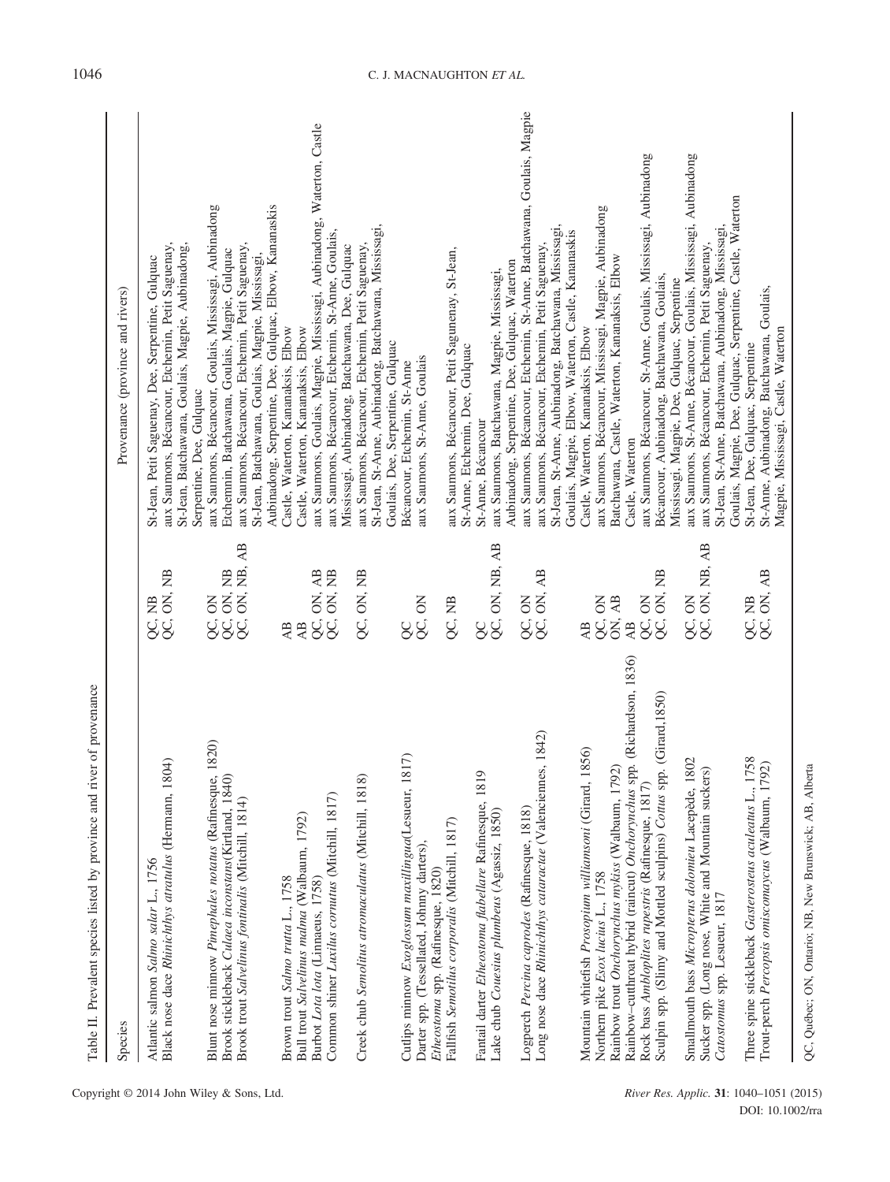Table II. Prevalent species listed by province and river of provenance

| Species | | Provenance (province and rivers) |
|---|---|---|
| Atlantic salmon *Salmo salar* L., 1756 | QC, NB | St-Jean, Petit Saguenay, Dee, Serpentine, Gulquac |
| Black nose dace *Rhinichthys atratulus* (Hermann, 1804) | QC, ON, NB | aux Saumons, Bécancour, Etchemin, Petit Saguenay, St-Jean, Batchawana, Goulais, Magpie, Aubinadong, Serpentine, Dee, Gulquac |
| Blunt nose minnow *Pimephales notatus* (Rafinesque, 1820) | QC, ON | aux Saumons, Bécancour, Goulais, Mississagi, Aubinadong |
| Brook stickleback *Culaea inconstans*(Kirtland, 1840) | QC, ON, NB | Etchemin, Batchawana, Goulais, Magpie, Gulquac |
| Brook trout *Salvelinus fontinalis* (Mitchill, 1814) | QC, ON, NB, AB | aux Saumons, Bécancour, Etchemin, Petit Saguenay, St-Jean, Batchawana, Goulais, Magpie, Mississagi, Aubinadong, Serpentine, Dee, Gulquac, Elbow, Kananaskis |
| Brown trout *Salmo trutta* L., 1758 | AB | Castle, Waterton, Kananaksis, Elbow |
| Bull trout *Salvelinus malma* (Walbaum, 1792) | AB | Castle, Waterton, Kananaksis, Elbow |
| Burbot *Lota lota* (Linnaeus, 1758) | QC, ON, AB | aux Saumons, Goulais, Magpie, Mississagi, Aubinadong, Waterton, Castle |
| Common shiner *Luxilus cornutus* (Mitchill, 1817) | QC, ON, NB | aux Saumons, Bécancour, Etchemin, St-Anne, Goulais, Mississagi, Aubinadong, Batchawana, Dee, Gulquac |
| Creek chub *Semolitus atromaculatus* (Mitchill, 1818) | QC, ON, NB | aux Saumons, Bécancour, Etchemin, Petit Saguenay, St-Jean, St-Anne, Aubinadong, Batchawana, Mississagi, Goulais, Dee, Serpentine, Gulquac |
| Cutlips minnow *Exoglossum maxillingua*(Lesueur, 1817) | QC | Bécancour, Etchemin, St-Anne |
| Darter spp. (Tessellated, Johnny darters), *Etheostoma* spp. (Rafinesque, 1820) | QC, ON | aux Saumons, St-Anne, Goulais |
| Fallfish *Semotilus corporalis* (Mitchill, 1817) | QC, NB | aux Saumons, Bécancour, Petit Saguenay, St-Jean, St-Anne, Etchemin, Dee, Gulquac |
| Fantail darter *Etheostoma flabellare* Rafinesque, 1819 | QC | St-Anne, Bécancour |
| Lake chub *Couesius plumbeus* (Agassiz, 1850) | QC, ON, NB, AB | aux Saumons, Batchawana, Magpie, Mississagi, Aubinadong, Serpentine, Dee, Gulquac, Waterton |
| Logperch *Percina caprodes* (Rafinesque, 1818) | QC, ON | aux Saumons, Bécancour, Etchemin, St-Anne, Batchawana, Goulais, Magpie |
| Long nose dace *Rhinichthys cataractae* (Valenciennes, 1842) | QC, ON, AB | aux Saumons, Bécancour, Etchemin, Petit Saguenay, St-Jean, St-Anne, Aubinadong, Batchawana, Mississagi, Goulais, Magpie, Elbow, Waterton, Castle, Kananaskis |
| Mountain whitefish *Prosopium williamsoni* (Girard, 1856) | AB | Castle, Waterton, Kananaksis, Elbow |
| Northern pike *Esox lucius* L., 1758 | QC, ON | aux Saumons, Bécancour, Mississagi, Magpie, Aubinadong |
| Rainbow trout *Onchorynchus mykiss* (Walbaum, 1792) | ON, AB | Batchawana, Castle, Waterton, Kananaksis, Elbow |
| Rainbow–cutthroat hybrid (raincut) *Onchorynchus* spp. (Richardson, 1836) | AB | Castle, Waterton |
| Rock bass *Ambloplites rupestris* (Rafinesque, 1817) | QC, ON | aux Saumons, Bécancour, St-Anne, Goulais, Mississagi, Aubinadong |
| Sculpin spp. (Slimy and Mottled sculpins) *Cottus* spp. (Girard,1850) | QC, ON, NB | Bécancour, Aubinadong, Batchawana, Goulais, Mississagi, Magpie, Dee, Gulquac, Serpentine |
| Smallmouth bass *Micropterus dolomieu* Lacepède, 1802 | QC, ON | aux Saumons, St-Anne, Bécancour, Goulais, Mississagi, Aubinadong |
| Sucker spp. (Long nose, White and Mountain suckers) *Catostomus* spp. Lesueur, 1817 | QC, ON, NB, AB | aux Saumons, Bécancour, Etchemin, Petit Saguenay, St-Jean, St-Anne, Batchawana, Aubinadong, Mississagi, Goulais, Magpie, Dee, Gulquac, Serpentine, Castle, Waterton |
| Three spine stickleback *Gasterosteus aculeatus* L., 1758 | QC, NB | St-Jean, Dee, Gulquac, Serpentine |
| Trout-perch *Percopsis omiscomaycus* (Walbaum, 1792) | QC, ON, AB | St-Anne, Aubinadong, Batchawana, Goulais, Magpie, Mississagi, Castle, Waterton |

QC, Québec; ON, Ontario; NB, New Brunswick; AB, Alberta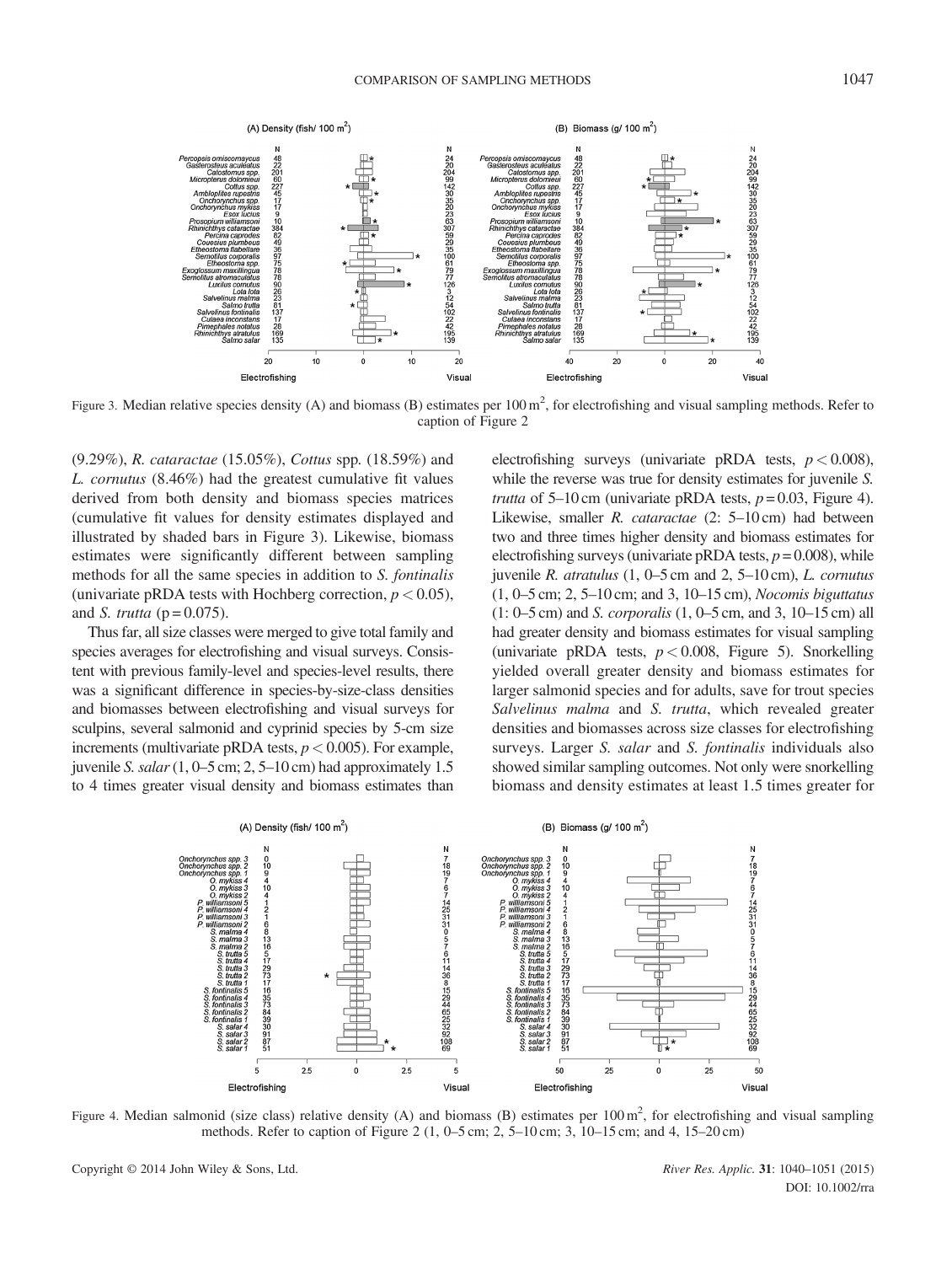Figure 3. Median relative species density (A) and biomass (B) estimates per 100 m$^2$, for electrofishing and visual sampling methods. Refer to caption of Figure 2

(9.29%), *R. cataractae* (15.05%), *Cottus* spp. (18.59%) and *L. cornutus* (8.46%) had the greatest cumulative fit values derived from both density and biomass species matrices (cumulative fit values for density estimates displayed and illustrated by shaded bars in Figure 3). Likewise, biomass estimates were significantly different between sampling methods for all the same species in addition to *S. fontinalis* (univariate pRDA tests with Hochberg correction, $p < 0.05$), and *S. trutta* ($p = 0.075$).

Thus far, all size classes were merged to give total family and species averages for electrofishing and visual surveys. Consistent with previous family-level and species-level results, there was a significant difference in species-by-size-class densities and biomasses between electrofishing and visual surveys for sculpins, several salmonid and cyprinid species by 5-cm size increments (multivariate pRDA tests, $p < 0.005$). For example, juvenile *S. salar* (1, 0–5 cm; 2, 5–10 cm) had approximately 1.5 to 4 times greater visual density and biomass estimates than electrofishing surveys (univariate pRDA tests, $p < 0.008$), while the reverse was true for density estimates for juvenile *S. trutta* of 5–10 cm (univariate pRDA tests, $p = 0.03$, Figure 4). Likewise, smaller *R. cataractae* (2: 5–10 cm) had between two and three times higher density and biomass estimates for electrofishing surveys (univariate pRDA tests, $p = 0.008$), while juvenile *R. atratulus* (1, 0–5 cm and 2, 5–10 cm), *L. cornutus* (1, 0–5 cm; 2, 5–10 cm; and 3, 10–15 cm), *Nocomis biguttatus* (1: 0–5 cm) and *S. corporalis* (1, 0–5 cm, and 3, 10–15 cm) all had greater density and biomass estimates for visual sampling (univariate pRDA tests, $p < 0.008$, Figure 5). Snorkelling yielded overall greater density and biomass estimates for larger salmonid species and for adults, save for trout species *Salvelinus malma* and *S. trutta*, which revealed greater densities and biomasses across size classes for electrofishing surveys. Larger *S. salar* and *S. fontinalis* individuals also showed similar sampling outcomes. Not only were snorkelling biomass and density estimates at least 1.5 times greater for

Figure 4. Median salmonid (size class) relative density (A) and biomass (B) estimates per 100 m$^2$, for electrofishing and visual sampling methods. Refer to caption of Figure 2 (1, 0–5 cm; 2, 5–10 cm; 3, 10–15 cm; and 4, 15–20 cm)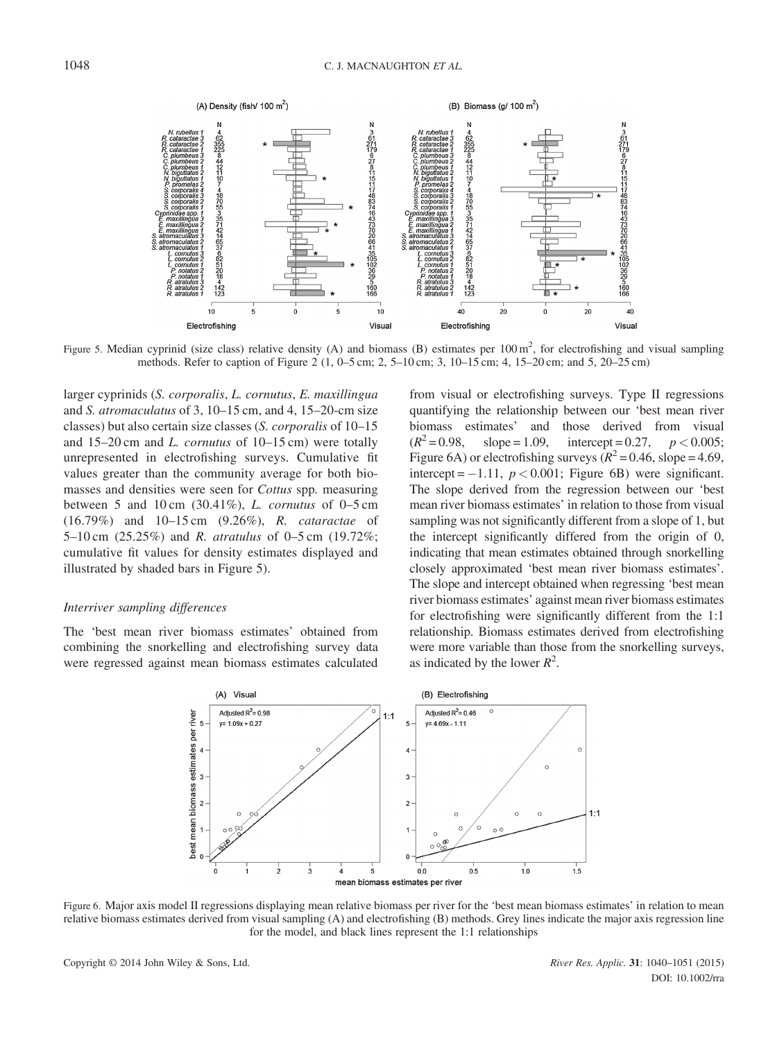Figure 5. Median cyprinid (size class) relative density (A) and biomass (B) estimates per $100\,m^2$, for electrofishing and visual sampling methods. Refer to caption of Figure 2 (1, 0–5 cm; 2, 5–10 cm; 3, 10–15 cm; 4, 15–20 cm; and 5, 20–25 cm)

larger cyprinids (*S. corporalis*, *L. cornutus*, *E. maxillingua* and *S. atromaculatus* of 3, 10–15 cm, and 4, 15–20-cm size classes) but also certain size classes (*S. corporalis* of 10–15 and 15–20 cm and *L. cornutus* of 10–15 cm) were totally unrepresented in electrofishing surveys. Cumulative fit values greater than the community average for both biomasses and densities were seen for *Cottus* spp. measuring between 5 and 10 cm (30.41%), *L. cornutus* of 0–5 cm (16.79%) and 10–15 cm (9.26%), *R. cataractae* of 5–10 cm (25.25%) and *R. atratulus* of 0–5 cm (19.72%; cumulative fit values for density estimates displayed and illustrated by shaded bars in Figure 5).

### *Interriver sampling differences*

The 'best mean river biomass estimates' obtained from combining the snorkelling and electrofishing survey data were regressed against mean biomass estimates calculated from visual or electrofishing surveys. Type II regressions quantifying the relationship between our 'best mean river biomass estimates' and those derived from visual ($R^2 = 0.98$, slope = 1.09, intercept = 0.27, $p < 0.005$; Figure 6A) or electrofishing surveys ($R^2 = 0.46$, slope = 4.69, intercept = −1.11, $p < 0.001$; Figure 6B) were significant. The slope derived from the regression between our 'best mean river biomass estimates' in relation to those from visual sampling was not significantly different from a slope of 1, but the intercept significantly differed from the origin of 0, indicating that mean estimates obtained through snorkelling closely approximated 'best mean river biomass estimates'. The slope and intercept obtained when regressing 'best mean river biomass estimates' against mean river biomass estimates for electrofishing were significantly different from the 1:1 relationship. Biomass estimates derived from electrofishing were more variable than those from the snorkelling surveys, as indicated by the lower $R^2$.

Figure 6. Major axis model II regressions displaying mean relative biomass per river for the 'best mean biomass estimates' in relation to mean relative biomass estimates derived from visual sampling (A) and electrofishing (B) methods. Grey lines indicate the major axis regression line for the model, and black lines represent the 1:1 relationships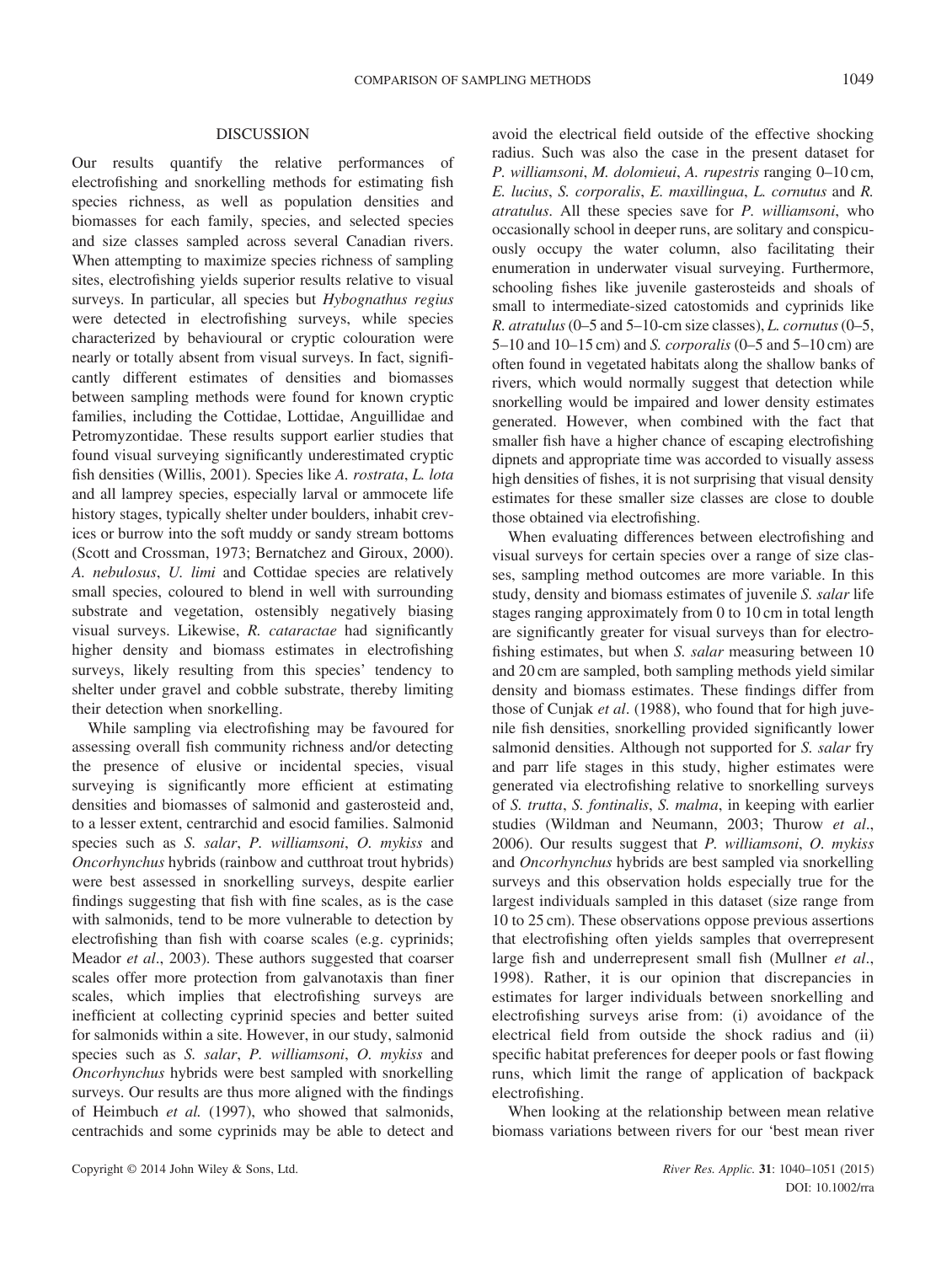## DISCUSSION

Our results quantify the relative performances of electrofishing and snorkelling methods for estimating fish species richness, as well as population densities and biomasses for each family, species, and selected species and size classes sampled across several Canadian rivers. When attempting to maximize species richness of sampling sites, electrofishing yields superior results relative to visual surveys. In particular, all species but *Hybognathus regius* were detected in electrofishing surveys, while species characterized by behavioural or cryptic colouration were nearly or totally absent from visual surveys. In fact, significantly different estimates of densities and biomasses between sampling methods were found for known cryptic families, including the Cottidae, Lottidae, Anguillidae and Petromyzontidae. These results support earlier studies that found visual surveying significantly underestimated cryptic fish densities (Willis, 2001). Species like *A. rostrata*, *L. lota* and all lamprey species, especially larval or ammocete life history stages, typically shelter under boulders, inhabit crevices or burrow into the soft muddy or sandy stream bottoms (Scott and Crossman, 1973; Bernatchez and Giroux, 2000). *A. nebulosus*, *U. limi* and Cottidae species are relatively small species, coloured to blend in well with surrounding substrate and vegetation, ostensibly negatively biasing visual surveys. Likewise, *R. cataractae* had significantly higher density and biomass estimates in electrofishing surveys, likely resulting from this species' tendency to shelter under gravel and cobble substrate, thereby limiting their detection when snorkelling.

While sampling via electrofishing may be favoured for assessing overall fish community richness and/or detecting the presence of elusive or incidental species, visual surveying is significantly more efficient at estimating densities and biomasses of salmonid and gasterosteid and, to a lesser extent, centrarchid and esocid families. Salmonid species such as *S. salar*, *P. williamsoni*, *O. mykiss* and *Oncorhynchus* hybrids (rainbow and cutthroat trout hybrids) were best assessed in snorkelling surveys, despite earlier findings suggesting that fish with fine scales, as is the case with salmonids, tend to be more vulnerable to detection by electrofishing than fish with coarse scales (e.g. cyprinids; Meador *et al*., 2003). These authors suggested that coarser scales offer more protection from galvanotaxis than finer scales, which implies that electrofishing surveys are inefficient at collecting cyprinid species and better suited for salmonids within a site. However, in our study, salmonid species such as *S. salar*, *P. williamsoni*, *O. mykiss* and *Oncorhynchus* hybrids were best sampled with snorkelling surveys. Our results are thus more aligned with the findings of Heimbuch *et al.* (1997), who showed that salmonids, centrachids and some cyprinids may be able to detect and avoid the electrical field outside of the effective shocking radius. Such was also the case in the present dataset for *P. williamsoni*, *M. dolomieui*, *A. rupestris* ranging 0–10 cm, *E. lucius*, *S. corporalis*, *E. maxillingua*, *L. cornutus* and *R. atratulus*. All these species save for *P. williamsoni*, who occasionally school in deeper runs, are solitary and conspicuously occupy the water column, also facilitating their enumeration in underwater visual surveying. Furthermore, schooling fishes like juvenile gasterosteids and shoals of small to intermediate-sized catostomids and cyprinids like *R. atratulus* (0–5 and 5–10-cm size classes), *L. cornutus* (0–5, 5–10 and 10–15 cm) and *S. corporalis* (0–5 and 5–10 cm) are often found in vegetated habitats along the shallow banks of rivers, which would normally suggest that detection while snorkelling would be impaired and lower density estimates generated. However, when combined with the fact that smaller fish have a higher chance of escaping electrofishing dipnets and appropriate time was accorded to visually assess high densities of fishes, it is not surprising that visual density estimates for these smaller size classes are close to double those obtained via electrofishing.

When evaluating differences between electrofishing and visual surveys for certain species over a range of size classes, sampling method outcomes are more variable. In this study, density and biomass estimates of juvenile *S. salar* life stages ranging approximately from 0 to 10 cm in total length are significantly greater for visual surveys than for electrofishing estimates, but when *S. salar* measuring between 10 and 20 cm are sampled, both sampling methods yield similar density and biomass estimates. These findings differ from those of Cunjak *et al*. (1988), who found that for high juvenile fish densities, snorkelling provided significantly lower salmonid densities. Although not supported for *S. salar* fry and parr life stages in this study, higher estimates were generated via electrofishing relative to snorkelling surveys of *S. trutta*, *S. fontinalis*, *S. malma*, in keeping with earlier studies (Wildman and Neumann, 2003; Thurow *et al*., 2006). Our results suggest that *P. williamsoni*, *O. mykiss* and *Oncorhynchus* hybrids are best sampled via snorkelling surveys and this observation holds especially true for the largest individuals sampled in this dataset (size range from 10 to 25 cm). These observations oppose previous assertions that electrofishing often yields samples that overrepresent large fish and underrepresent small fish (Mullner *et al*., 1998). Rather, it is our opinion that discrepancies in estimates for larger individuals between snorkelling and electrofishing surveys arise from: (i) avoidance of the electrical field from outside the shock radius and (ii) specific habitat preferences for deeper pools or fast flowing runs, which limit the range of application of backpack electrofishing.

When looking at the relationship between mean relative biomass variations between rivers for our 'best mean river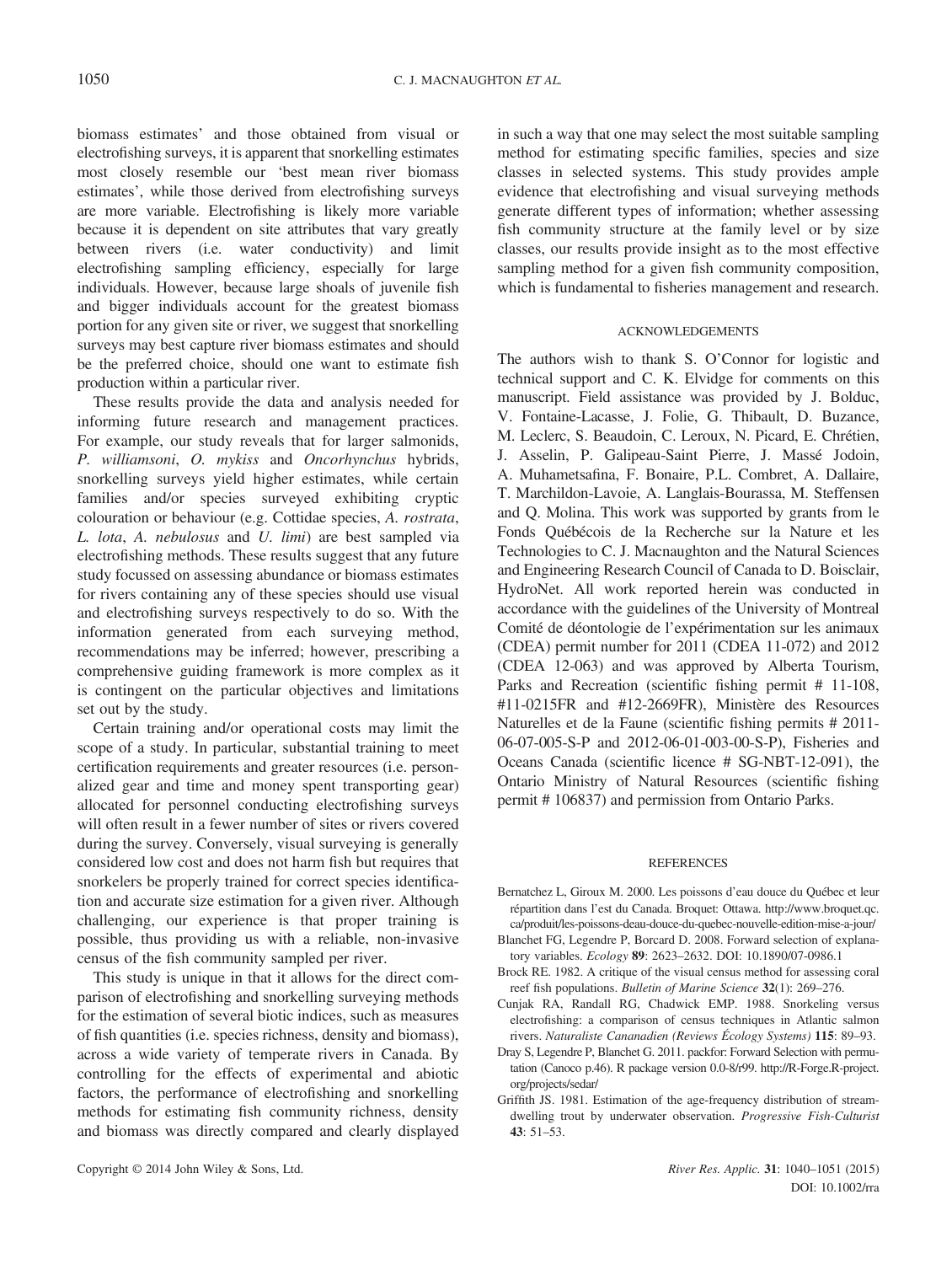biomass estimates' and those obtained from visual or electrofishing surveys, it is apparent that snorkelling estimates most closely resemble our 'best mean river biomass estimates', while those derived from electrofishing surveys are more variable. Electrofishing is likely more variable because it is dependent on site attributes that vary greatly between rivers (i.e. water conductivity) and limit electrofishing sampling efficiency, especially for large individuals. However, because large shoals of juvenile fish and bigger individuals account for the greatest biomass portion for any given site or river, we suggest that snorkelling surveys may best capture river biomass estimates and should be the preferred choice, should one want to estimate fish production within a particular river.

These results provide the data and analysis needed for informing future research and management practices. For example, our study reveals that for larger salmonids, *P. williamsoni*, *O. mykiss* and *Oncorhynchus* hybrids, snorkelling surveys yield higher estimates, while certain families and/or species surveyed exhibiting cryptic colouration or behaviour (e.g. Cottidae species, *A. rostrata*, *L. lota*, *A. nebulosus* and *U. limi*) are best sampled via electrofishing methods. These results suggest that any future study focussed on assessing abundance or biomass estimates for rivers containing any of these species should use visual and electrofishing surveys respectively to do so. With the information generated from each surveying method, recommendations may be inferred; however, prescribing a comprehensive guiding framework is more complex as it is contingent on the particular objectives and limitations set out by the study.

Certain training and/or operational costs may limit the scope of a study. In particular, substantial training to meet certification requirements and greater resources (i.e. personalized gear and time and money spent transporting gear) allocated for personnel conducting electrofishing surveys will often result in a fewer number of sites or rivers covered during the survey. Conversely, visual surveying is generally considered low cost and does not harm fish but requires that snorkelers be properly trained for correct species identification and accurate size estimation for a given river. Although challenging, our experience is that proper training is possible, thus providing us with a reliable, non-invasive census of the fish community sampled per river.

This study is unique in that it allows for the direct comparison of electrofishing and snorkelling surveying methods for the estimation of several biotic indices, such as measures of fish quantities (i.e. species richness, density and biomass), across a wide variety of temperate rivers in Canada. By controlling for the effects of experimental and abiotic factors, the performance of electrofishing and snorkelling methods for estimating fish community richness, density and biomass was directly compared and clearly displayed in such a way that one may select the most suitable sampling method for estimating specific families, species and size classes in selected systems. This study provides ample evidence that electrofishing and visual surveying methods generate different types of information; whether assessing fish community structure at the family level or by size classes, our results provide insight as to the most effective sampling method for a given fish community composition, which is fundamental to fisheries management and research.

## ACKNOWLEDGEMENTS

The authors wish to thank S. O'Connor for logistic and technical support and C. K. Elvidge for comments on this manuscript. Field assistance was provided by J. Bolduc, V. Fontaine-Lacasse, J. Folie, G. Thibault, D. Buzance, M. Leclerc, S. Beaudoin, C. Leroux, N. Picard, E. Chrétien, J. Asselin, P. Galipeau-Saint Pierre, J. Massé Jodoin, A. Muhametsafina, F. Bonaire, P.L. Combret, A. Dallaire, T. Marchildon-Lavoie, A. Langlais-Bourassa, M. Steffensen and Q. Molina. This work was supported by grants from le Fonds Québécois de la Recherche sur la Nature et les Technologies to C. J. Macnaughton and the Natural Sciences and Engineering Research Council of Canada to D. Boisclair, HydroNet. All work reported herein was conducted in accordance with the guidelines of the University of Montreal Comité de déontologie de l'expérimentation sur les animaux (CDEA) permit number for 2011 (CDEA 11-072) and 2012 (CDEA 12-063) and was approved by Alberta Tourism, Parks and Recreation (scientific fishing permit # 11-108, #11-0215FR and #12-2669FR), Ministère des Resources Naturelles et de la Faune (scientific fishing permits # 2011-06-07-005-S-P and 2012-06-01-003-00-S-P), Fisheries and Oceans Canada (scientific licence # SG-NBT-12-091), the Ontario Ministry of Natural Resources (scientific fishing permit # 106837) and permission from Ontario Parks.

## REFERENCES

Bernatchez L, Giroux M. 2000. Les poissons d'eau douce du Québec et leur répartition dans l'est du Canada. Broquet: Ottawa. http://www.broquet.qc.ca/produit/les-poissons-deau-douce-du-quebec-nouvelle-edition-mise-a-jour/

Blanchet FG, Legendre P, Borcard D. 2008. Forward selection of explanatory variables. *Ecology* **89**: 2623–2632. DOI: 10.1890/07-0986.1

Brock RE. 1982. A critique of the visual census method for assessing coral reef fish populations. *Bulletin of Marine Science* **32**(1): 269–276.

Cunjak RA, Randall RG, Chadwick EMP. 1988. Snorkeling versus electrofishing: a comparison of census techniques in Atlantic salmon rivers. *Naturaliste Cananadien (Reviews Écology Systems)* **115**: 89–93.

Dray S, Legendre P, Blanchet G. 2011. packfor: Forward Selection with permutation (Canoco p.46). R package version 0.0-8/r99. http://R-Forge.R-project.org/projects/sedar/

Griffith JS. 1981. Estimation of the age-frequency distribution of stream-dwelling trout by underwater observation. *Progressive Fish-Culturist* **43**: 51–53.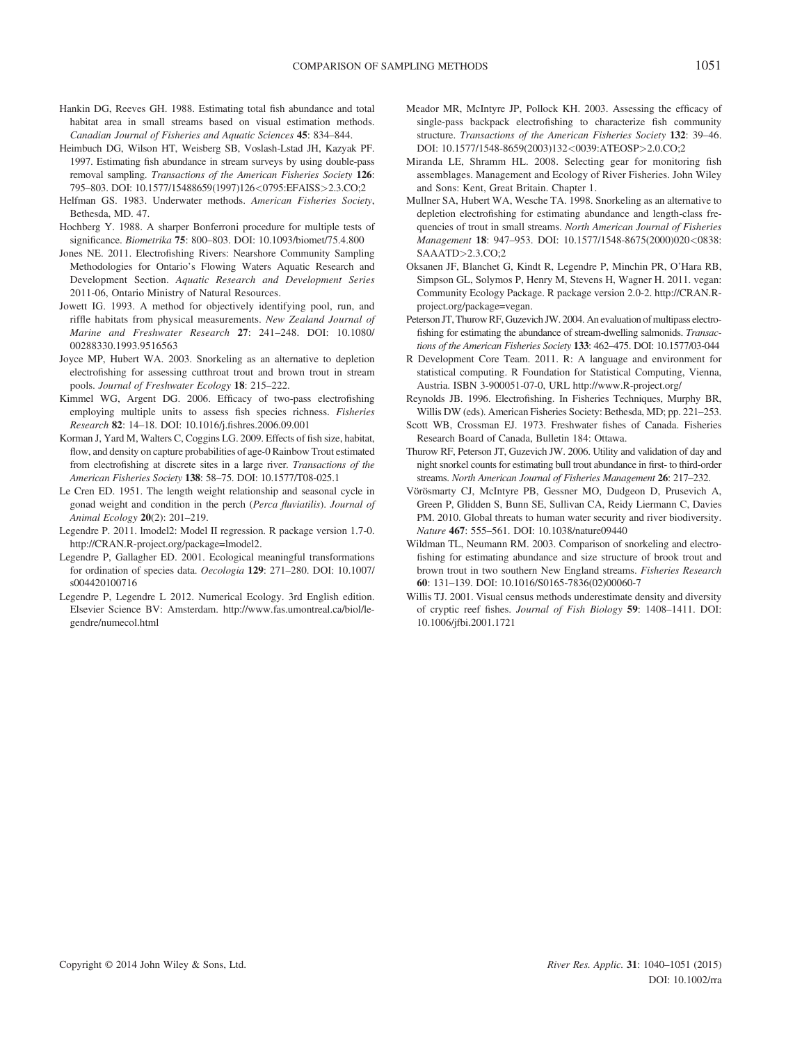Hankin DG, Reeves GH. 1988. Estimating total fish abundance and total habitat area in small streams based on visual estimation methods. *Canadian Journal of Fisheries and Aquatic Sciences* **45**: 834–844.

Heimbuch DG, Wilson HT, Weisberg SB, Voslash-Lstad JH, Kazyak PF. 1997. Estimating fish abundance in stream surveys by using double-pass removal sampling. *Transactions of the American Fisheries Society* **126**: 795–803. DOI: 10.1577/15488659(1997)126<0795:EFAISS>2.3.CO;2

Helfman GS. 1983. Underwater methods. *American Fisheries Society*, Bethesda, MD. 47.

Hochberg Y. 1988. A sharper Bonferroni procedure for multiple tests of significance. *Biometrika* **75**: 800–803. DOI: 10.1093/biomet/75.4.800

Jones NE. 2011. Electrofishing Rivers: Nearshore Community Sampling Methodologies for Ontario's Flowing Waters Aquatic Research and Development Section. *Aquatic Research and Development Series* 2011-06, Ontario Ministry of Natural Resources.

Jowett IG. 1993. A method for objectively identifying pool, run, and riffle habitats from physical measurements. *New Zealand Journal of Marine and Freshwater Research* **27**: 241–248. DOI: 10.1080/00288330.1993.9516563

Joyce MP, Hubert WA. 2003. Snorkeling as an alternative to depletion electrofishing for assessing cutthroat trout and brown trout in stream pools. *Journal of Freshwater Ecology* **18**: 215–222.

Kimmel WG, Argent DG. 2006. Efficacy of two-pass electrofishing employing multiple units to assess fish species richness. *Fisheries Research* **82**: 14–18. DOI: 10.1016/j.fishres.2006.09.001

Korman J, Yard M, Walters C, Coggins LG. 2009. Effects of fish size, habitat, flow, and density on capture probabilities of age-0 Rainbow Trout estimated from electrofishing at discrete sites in a large river. *Transactions of the American Fisheries Society* **138**: 58–75. DOI: 10.1577/T08-025.1

Le Cren ED. 1951. The length weight relationship and seasonal cycle in gonad weight and condition in the perch (*Perca fluviatilis*). *Journal of Animal Ecology* **20**(2): 201–219.

Legendre P. 2011. lmodel2: Model II regression. R package version 1.7-0. http://CRAN.R-project.org/package=lmodel2.

Legendre P, Gallagher ED. 2001. Ecological meaningful transformations for ordination of species data. *Oecologia* **129**: 271–280. DOI: 10.1007/s004420100716

Legendre P, Legendre L 2012. Numerical Ecology. 3rd English edition. Elsevier Science BV: Amsterdam. http://www.fas.umontreal.ca/biol/legendre/numecol.html

Meador MR, McIntyre JP, Pollock KH. 2003. Assessing the efficacy of single-pass backpack electrofishing to characterize fish community structure. *Transactions of the American Fisheries Society* **132**: 39–46. DOI: 10.1577/1548-8659(2003)132<0039:ATEOSP>2.0.CO;2

Miranda LE, Shramm HL. 2008. Selecting gear for monitoring fish assemblages. Management and Ecology of River Fisheries. John Wiley and Sons: Kent, Great Britain. Chapter 1.

Mullner SA, Hubert WA, Wesche TA. 1998. Snorkeling as an alternative to depletion electrofishing for estimating abundance and length-class frequencies of trout in small streams. *North American Journal of Fisheries Management* **18**: 947–953. DOI: 10.1577/1548-8675(2000)020<0838:SAAATD>2.3.CO;2

Oksanen JF, Blanchet G, Kindt R, Legendre P, Minchin PR, O'Hara RB, Simpson GL, Solymos P, Henry M, Stevens H, Wagner H. 2011. vegan: Community Ecology Package. R package version 2.0-2. http://CRAN.R-project.org/package=vegan.

Peterson JT, Thurow RF, Guzevich JW. 2004. An evaluation of multipass electrofishing for estimating the abundance of stream-dwelling salmonids. *Transactions of the American Fisheries Society* **133**: 462–475. DOI: 10.1577/03-044

R Development Core Team. 2011. R: A language and environment for statistical computing. R Foundation for Statistical Computing, Vienna, Austria. ISBN 3-900051-07-0, URL http://www.R-project.org/

Reynolds JB. 1996. Electrofishing. In Fisheries Techniques, Murphy BR, Willis DW (eds). American Fisheries Society: Bethesda, MD; pp. 221–253.

Scott WB, Crossman EJ. 1973. Freshwater fishes of Canada. Fisheries Research Board of Canada, Bulletin 184: Ottawa.

Thurow RF, Peterson JT, Guzevich JW. 2006. Utility and validation of day and night snorkel counts for estimating bull trout abundance in first- to third-order streams. *North American Journal of Fisheries Management* **26**: 217–232.

Vörösmarty CJ, McIntyre PB, Gessner MO, Dudgeon D, Prusevich A, Green P, Glidden S, Bunn SE, Sullivan CA, Reidy Liermann C, Davies PM. 2010. Global threats to human water security and river biodiversity. *Nature* **467**: 555–561. DOI: 10.1038/nature09440

Wildman TL, Neumann RM. 2003. Comparison of snorkeling and electrofishing for estimating abundance and size structure of brook trout and brown trout in two southern New England streams. *Fisheries Research* **60**: 131–139. DOI: 10.1016/S0165-7836(02)00060-7

Willis TJ. 2001. Visual census methods underestimate density and diversity of cryptic reef fishes. *Journal of Fish Biology* **59**: 1408–1411. DOI: 10.1006/jfbi.2001.1721